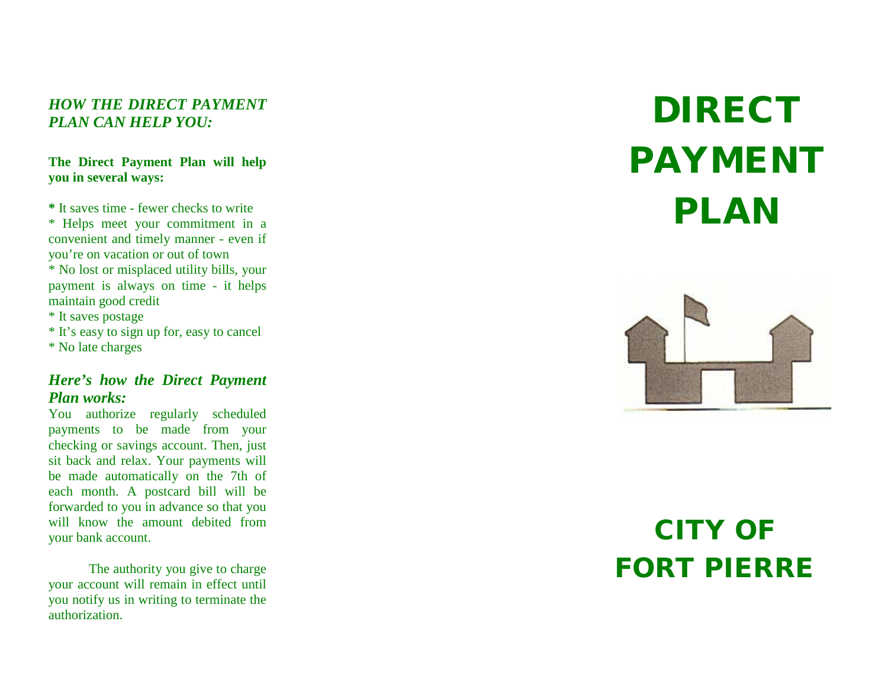### *HOW THE DIRECT PAYMENT PLAN CAN HELP YOU:*

**The Direct Payment Plan will help you in several ways:**

**\*** It saves time - fewer checks to write
\* Helps meet your commitment in a convenient and timely manner - even if you're on vacation or out of town
\* No lost or misplaced utility bills, your payment is always on time - it helps maintain good credit
\* It saves postage
\* It's easy to sign up for, easy to cancel
\* No late charges

### *Here's how the Direct Payment Plan works:*

You authorize regularly scheduled payments to be made from your checking or savings account. Then, just sit back and relax. Your payments will be made automatically on the 7th of each month. A postcard bill will be forwarded to you in advance so that you will know the amount debited from your bank account.

The authority you give to charge your account will remain in effect until you notify us in writing to terminate the authorization.

# DIRECT PAYMENT PLAN

# CITY OF FORT PIERRE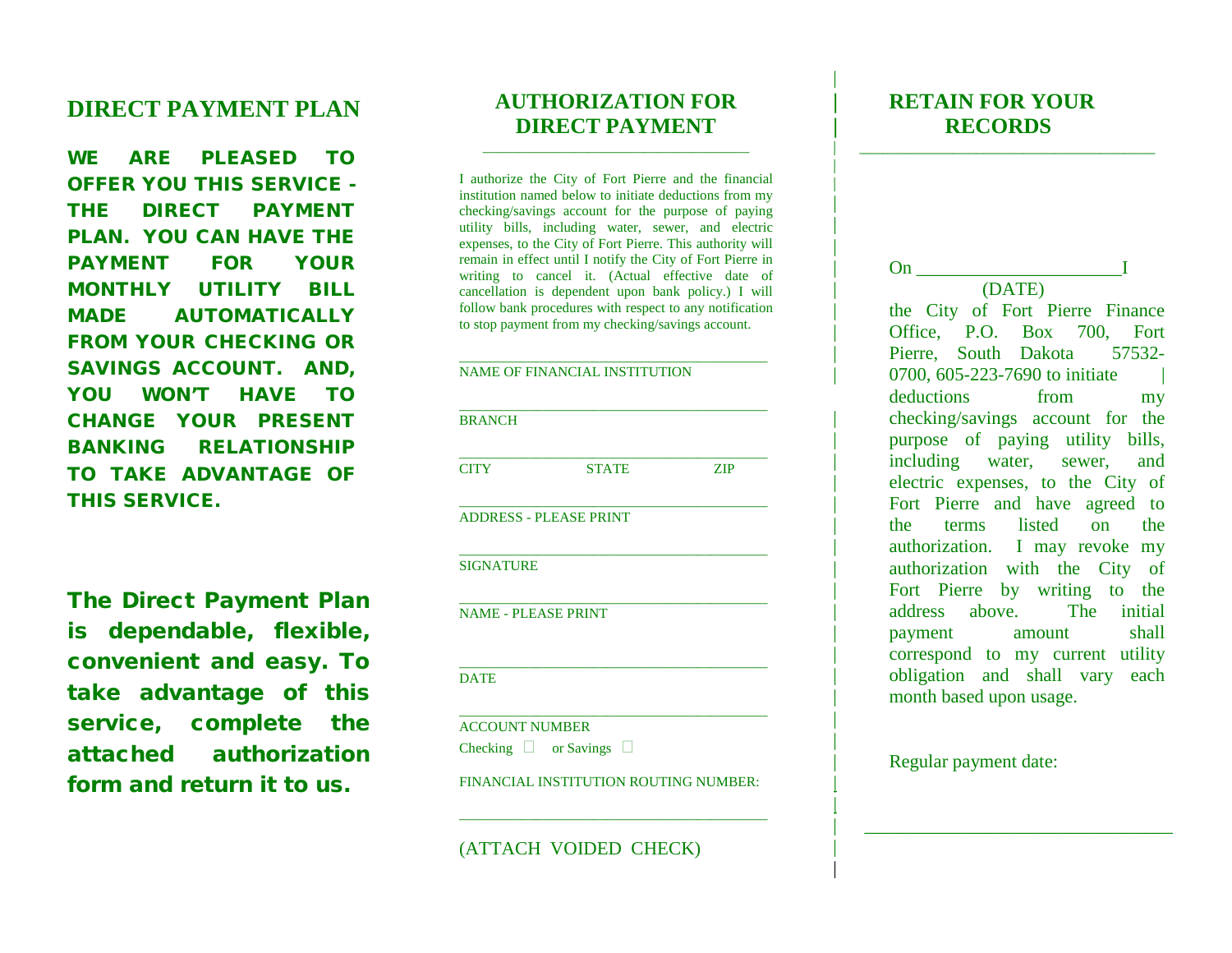## DIRECT PAYMENT PLAN

**WE ARE PLEASED TO OFFER YOU THIS SERVICE - THE DIRECT PAYMENT PLAN. YOU CAN HAVE THE PAYMENT FOR YOUR MONTHLY UTILITY BILL MADE AUTOMATICALLY FROM YOUR CHECKING OR SAVINGS ACCOUNT. AND, YOU WON'T HAVE TO CHANGE YOUR PRESENT BANKING RELATIONSHIP TO TAKE ADVANTAGE OF THIS SERVICE.**

**The Direct Payment Plan is dependable, flexible, convenient and easy. To take advantage of this service, complete the attached authorization form and return it to us.**

## AUTHORIZATION FOR DIRECT PAYMENT

I authorize the City of Fort Pierre and the financial institution named below to initiate deductions from my checking/savings account for the purpose of paying utility bills, including water, sewer, and electric expenses, to the City of Fort Pierre. This authority will remain in effect until I notify the City of Fort Pierre in writing to cancel it. (Actual effective date of cancellation is dependent upon bank policy.) I will follow bank procedures with respect to any notification to stop payment from my checking/savings account.

______________________________________
NAME OF FINANCIAL INSTITUTION

______________________________________
BRANCH

______________________________________
CITY STATE ZIP

______________________________________
ADDRESS - PLEASE PRINT

______________________________________
SIGNATURE

______________________________________
NAME - PLEASE PRINT

______________________________________
DATE

______________________________________
ACCOUNT NUMBER

Checking ☐ or Savings ☐

FINANCIAL INSTITUTION ROUTING NUMBER:

______________________________________

(ATTACH VOIDED CHECK)

## RETAIN FOR YOUR RECORDS

On ______________________ I
(DATE)
the City of Fort Pierre Finance Office, P.O. Box 700, Fort Pierre, South Dakota 57532-0700, 605-223-7690 to initiate deductions from my checking/savings account for the purpose of paying utility bills, including water, sewer, and electric expenses, to the City of Fort Pierre and have agreed to the terms listed on the authorization. I may revoke my authorization with the City of Fort Pierre by writing to the address above. The initial payment amount shall correspond to my current utility obligation and shall vary each month based upon usage.

Regular payment date:

______________________________________